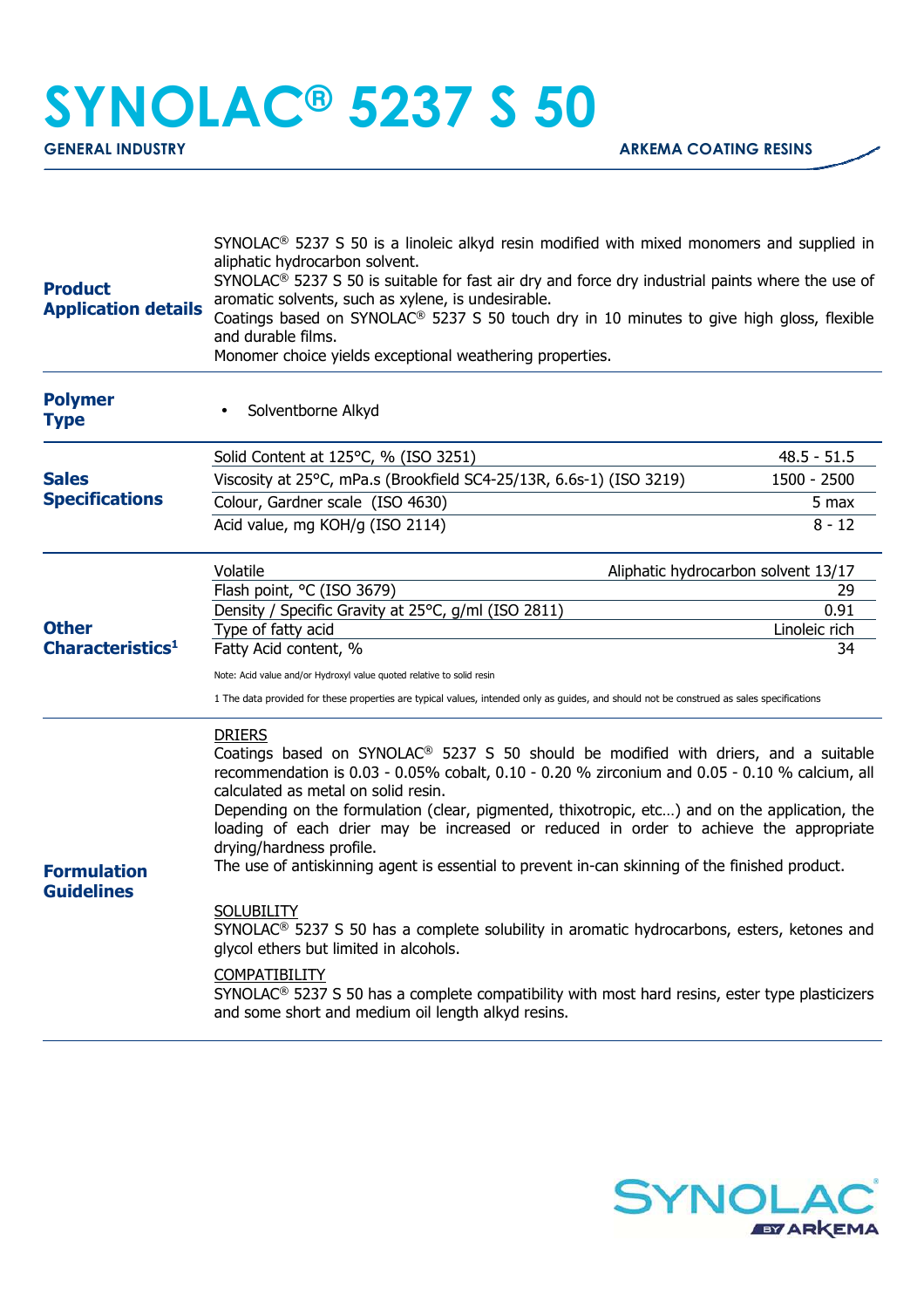# SYNOLAC® 5237 S 50

**GENERAL INDUSTRY** **ARKEMA COATING RESINS**

## Product Application details

SYNOLAC® 5237 S 50 is a linoleic alkyd resin modified with mixed monomers and supplied in aliphatic hydrocarbon solvent.
SYNOLAC® 5237 S 50 is suitable for fast air dry and force dry industrial paints where the use of aromatic solvents, such as xylene, is undesirable.
Coatings based on SYNOLAC® 5237 S 50 touch dry in 10 minutes to give high gloss, flexible and durable films.
Monomer choice yields exceptional weathering properties.

## Polymer Type

- Solventborne Alkyd

## Sales Specifications

| Property | Value |
|---|---|
| Solid Content at 125°C, % (ISO 3251) | 48.5 - 51.5 |
| Viscosity at 25°C, mPa.s (Brookfield SC4-25/13R, 6.6s-1) (ISO 3219) | 1500 - 2500 |
| Colour, Gardner scale (ISO 4630) | 5 max |
| Acid value, mg KOH/g (ISO 2114) | 8 - 12 |

## Other Characteristics[1]

| Property | Value |
|---|---|
| Volatile | Aliphatic hydrocarbon solvent 13/17 |
| Flash point, °C (ISO 3679) | 29 |
| Density / Specific Gravity at 25°C, g/ml (ISO 2811) | 0.91 |
| Type of fatty acid | Linoleic rich |
| Fatty Acid content, % | 34 |

Note: Acid value and/or Hydroxyl value quoted relative to solid resin

1 The data provided for these properties are typical values, intended only as guides, and should not be construed as sales specifications

## Formulation Guidelines

DRIERS

Coatings based on SYNOLAC® 5237 S 50 should be modified with driers, and a suitable recommendation is 0.03 - 0.05% cobalt, 0.10 - 0.20 % zirconium and 0.05 - 0.10 % calcium, all calculated as metal on solid resin.
Depending on the formulation (clear, pigmented, thixotropic, etc…) and on the application, the loading of each drier may be increased or reduced in order to achieve the appropriate drying/hardness profile.
The use of antiskinning agent is essential to prevent in-can skinning of the finished product.

SOLUBILITY

SYNOLAC® 5237 S 50 has a complete solubility in aromatic hydrocarbons, esters, ketones and glycol ethers but limited in alcohols.

COMPATIBILITY

SYNOLAC® 5237 S 50 has a complete compatibility with most hard resins, ester type plasticizers and some short and medium oil length alkyd resins.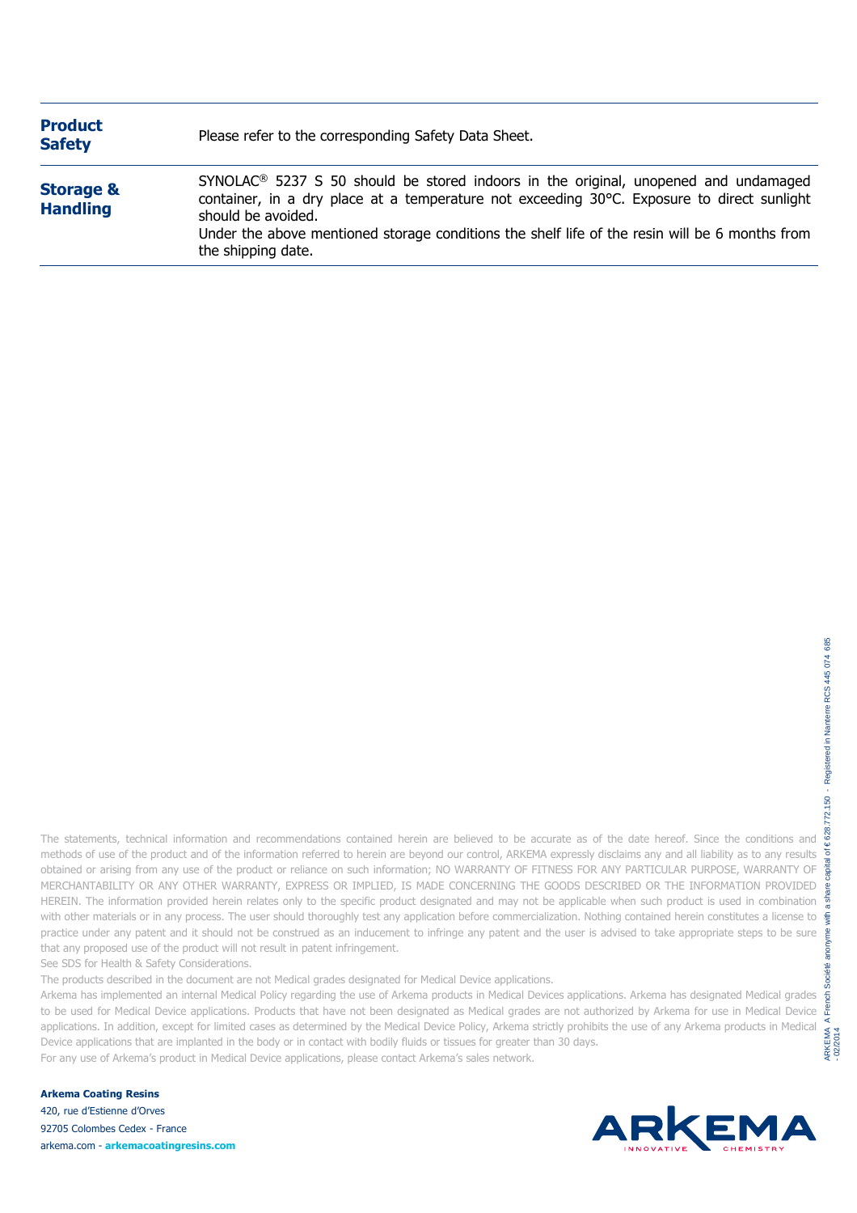| | |
|---|---|
| **Product Safety** | Please refer to the corresponding Safety Data Sheet. |
| **Storage & Handling** | SYNOLAC® 5237 S 50 should be stored indoors in the original, unopened and undamaged container, in a dry place at a temperature not exceeding 30°C. Exposure to direct sunlight should be avoided.<br>Under the above mentioned storage conditions the shelf life of the resin will be 6 months from the shipping date. |

The statements, technical information and recommendations contained herein are believed to be accurate as of the date hereof. Since the conditions and methods of use of the product and of the information referred to herein are beyond our control, ARKEMA expressly disclaims any and all liability as to any results obtained or arising from any use of the product or reliance on such information; NO WARRANTY OF FITNESS FOR ANY PARTICULAR PURPOSE, WARRANTY OF MERCHANTABILITY OR ANY OTHER WARRANTY, EXPRESS OR IMPLIED, IS MADE CONCERNING THE GOODS DESCRIBED OR THE INFORMATION PROVIDED HEREIN. The information provided herein relates only to the specific product designated and may not be applicable when such product is used in combination with other materials or in any process. The user should thoroughly test any application before commercialization. Nothing contained herein constitutes a license to practice under any patent and it should not be construed as an inducement to infringe any patent and the user is advised to take appropriate steps to be sure that any proposed use of the product will not result in patent infringement.
See SDS for Health & Safety Considerations.

The products described in the document are not Medical grades designated for Medical Device applications.
Arkema has implemented an internal Medical Policy regarding the use of Arkema products in Medical Devices applications. Arkema has designated Medical grades to be used for Medical Device applications. Products that have not been designated as Medical grades are not authorized by Arkema for use in Medical Device applications. In addition, except for limited cases as determined by the Medical Device Policy, Arkema strictly prohibits the use of any Arkema products in Medical Device applications that are implanted in the body or in contact with bodily fluids or tissues for greater than 30 days.
For any use of Arkema's product in Medical Device applications, please contact Arkema's sales network.

**Arkema Coating Resins**
420, rue d'Estienne d'Orves
92705 Colombes Cedex - France
arkema.com - **arkemacoatingresins.com**

ARKEMA A French Société anonyme with a share capital of € 628.772.150 - Registered in Nanterre RCS 445 074 685 - 02/2014